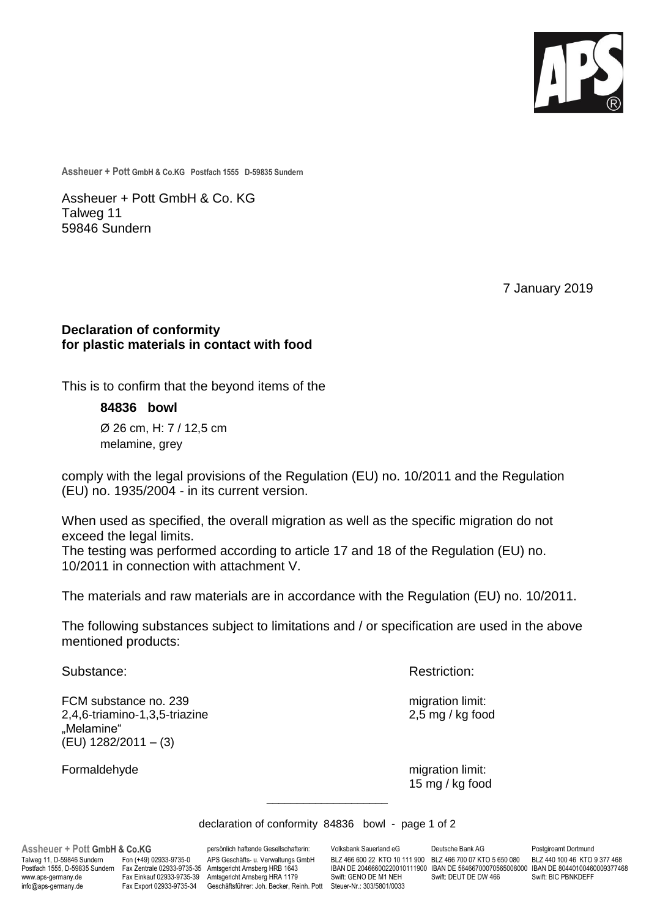Assheuer + Pott GmbH & Co.KG Postfach 1555 D-59835 Sundern

Assheuer + Pott GmbH & Co. KG
Talweg 11
59846 Sundern

7 January 2019

**Declaration of conformity**
**for plastic materials in contact with food**

This is to confirm that the beyond items of the

**84836 bowl**

Ø 26 cm, H: 7 / 12,5 cm
melamine, grey

comply with the legal provisions of the Regulation (EU) no. 10/2011 and the Regulation (EU) no. 1935/2004 - in its current version.

When used as specified, the overall migration as well as the specific migration do not exceed the legal limits.
The testing was performed according to article 17 and 18 of the Regulation (EU) no. 10/2011 in connection with attachment V.

The materials and raw materials are in accordance with the Regulation (EU) no. 10/2011.

The following substances subject to limitations and / or specification are used in the above mentioned products:

| Substance: | Restriction: |
|---|---|
| FCM substance no. 239<br>2,4,6-triamino-1,3,5-triazine<br>„Melamine"<br>(EU) 1282/2011 – (3) | migration limit:<br>2,5 mg / kg food |
| Formaldehyde | migration limit:<br>15 mg / kg food |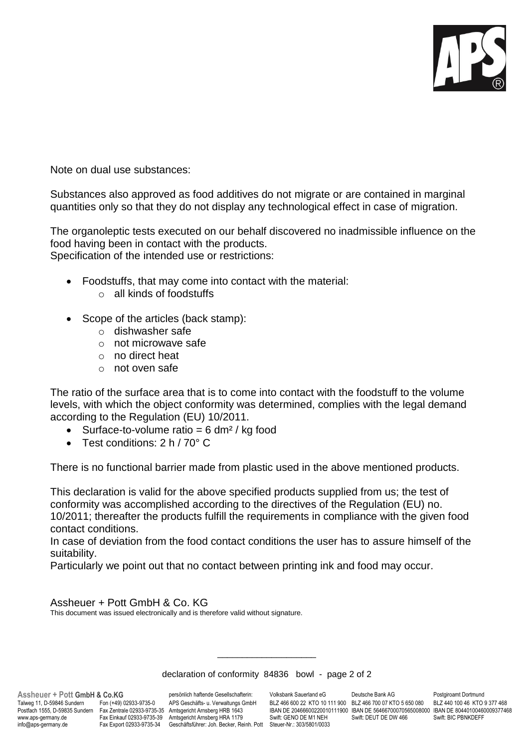Note on dual use substances:

Substances also approved as food additives do not migrate or are contained in marginal quantities only so that they do not display any technological effect in case of migration.

The organoleptic tests executed on our behalf discovered no inadmissible influence on the food having been in contact with the products.
Specification of the intended use or restrictions:

- Foodstuffs, that may come into contact with the material:
  - all kinds of foodstuffs

- Scope of the articles (back stamp):
  - dishwasher safe
  - not microwave safe
  - no direct heat
  - not oven safe

The ratio of the surface area that is to come into contact with the foodstuff to the volume levels, with which the object conformity was determined, complies with the legal demand according to the Regulation (EU) 10/2011.

- Surface-to-volume ratio = 6 $dm^2$ / kg food
- Test conditions: 2 h / 70° C

There is no functional barrier made from plastic used in the above mentioned products.

This declaration is valid for the above specified products supplied from us; the test of conformity was accomplished according to the directives of the Regulation (EU) no. 10/2011; thereafter the products fulfill the requirements in compliance with the given food contact conditions.
In case of deviation from the food contact conditions the user has to assure himself of the suitability.
Particularly we point out that no contact between printing ink and food may occur.

Assheuer + Pott GmbH & Co. KG
This document was issued electronically and is therefore valid without signature.

declaration of conformity 84836 bowl

**Assheuer + Pott GmbH & Co.KG**
Talweg 11, D-59846 Sundern
Postfach 1555, D-59835 Sundern
www.aps-germany.de
info@aps-germany.de

Fon (+49) 02933-9735-0
Fax Zentrale 02933-9735-35
Fax Einkauf 02933-9735-39
Fax Export 02933-9735-34

persönlich haftende Gesellschafterin:
APS Geschäfts- u. Verwaltungs GmbH
Amtsgericht Arnsberg HRB 1643
Amtsgericht Arnsberg HRA 1179
Geschäftsführer: Joh. Becker, Reinh. Pott

Volksbank Sauerland eG
BLZ 466 600 22 KTO 10 111 900
IBAN DE 20466600220010111900
Swift: GENO DE M1 NEH
Steuer-Nr.: 303/5801/0033

Deutsche Bank AG
BLZ 466 700 07 KTO 5 650 080
IBAN DE 56466700070565008000
Swift: DEUT DE DW 466

Postgiroamt Dortmund
BLZ 440 100 46 KTO 9 377 468
IBAN DE 80440100460009377468
Swift: BIC PBNKDEFF